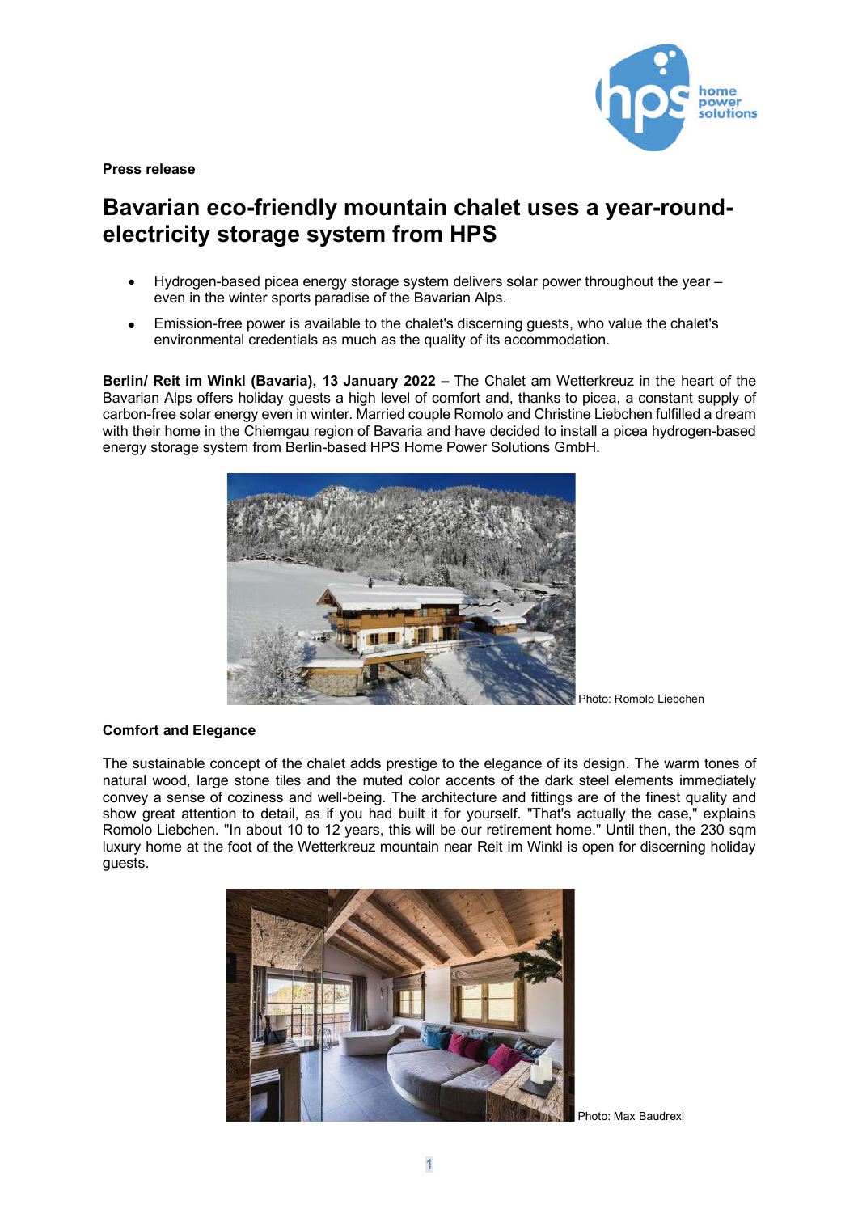**Press release**

# Bavarian eco-friendly mountain chalet uses a year-round-electricity storage system from HPS

- Hydrogen-based picea energy storage system delivers solar power throughout the year – even in the winter sports paradise of the Bavarian Alps.
- Emission-free power is available to the chalet's discerning guests, who value the chalet's environmental credentials as much as the quality of its accommodation.

**Berlin/ Reit im Winkl (Bavaria), 13 January 2022 –** The Chalet am Wetterkreuz in the heart of the Bavarian Alps offers holiday guests a high level of comfort and, thanks to picea, a constant supply of carbon-free solar energy even in winter. Married couple Romolo and Christine Liebchen fulfilled a dream with their home in the Chiemgau region of Bavaria and have decided to install a picea hydrogen-based energy storage system from Berlin-based HPS Home Power Solutions GmbH.

Photo: Romolo Liebchen

## Comfort and Elegance

The sustainable concept of the chalet adds prestige to the elegance of its design. The warm tones of natural wood, large stone tiles and the muted color accents of the dark steel elements immediately convey a sense of coziness and well-being. The architecture and fittings are of the finest quality and show great attention to detail, as if you had built it for yourself. "That's actually the case," explains Romolo Liebchen. "In about 10 to 12 years, this will be our retirement home." Until then, the 230 sqm luxury home at the foot of the Wetterkreuz mountain near Reit im Winkl is open for discerning holiday guests.

Photo: Max Baudrexl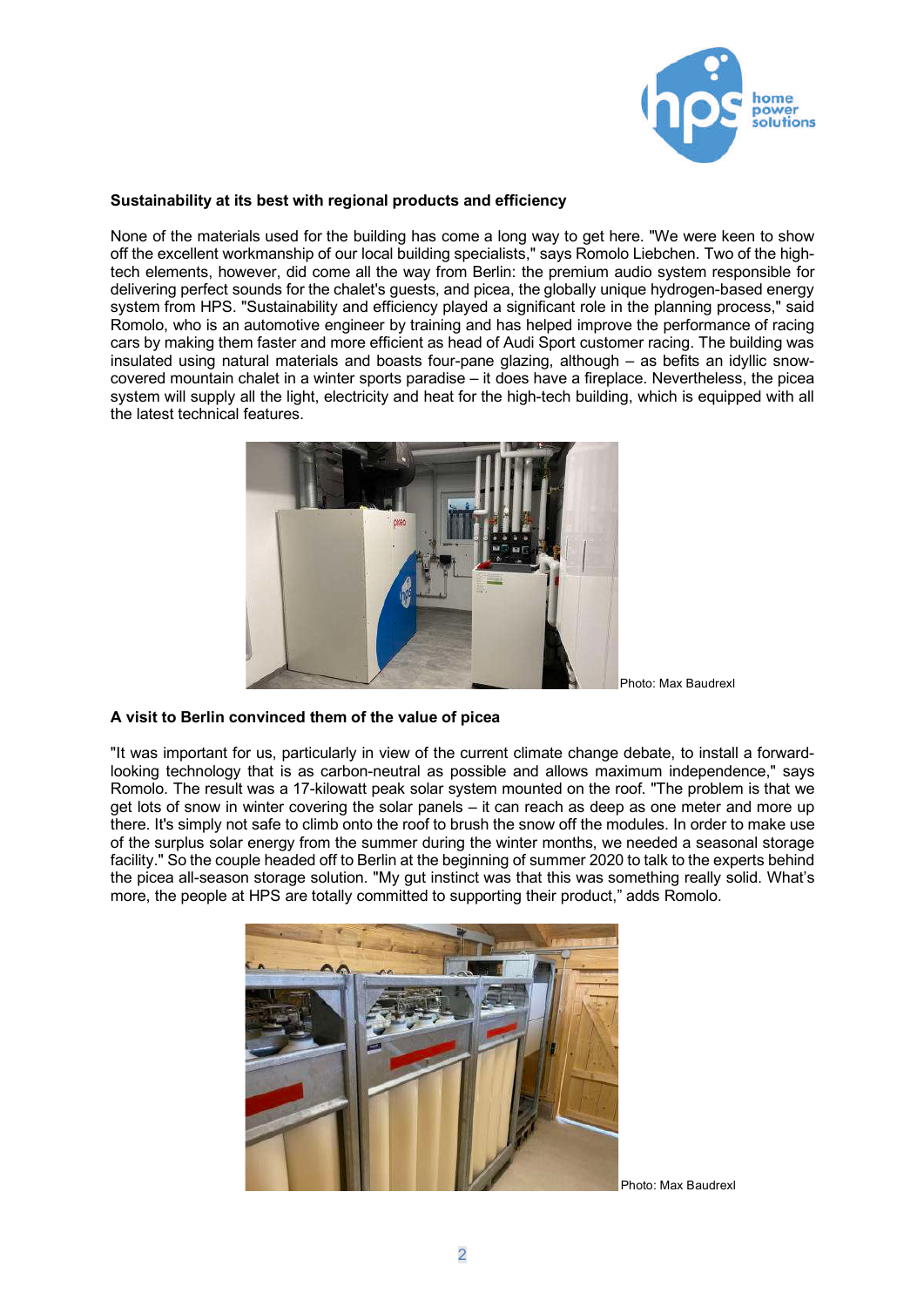**Sustainability at its best with regional products and efficiency**

None of the materials used for the building has come a long way to get here. "We were keen to show off the excellent workmanship of our local building specialists," says Romolo Liebchen. Two of the high-tech elements, however, did come all the way from Berlin: the premium audio system responsible for delivering perfect sounds for the chalet's guests, and picea, the globally unique hydrogen-based energy system from HPS. "Sustainability and efficiency played a significant role in the planning process," said Romolo, who is an automotive engineer by training and has helped improve the performance of racing cars by making them faster and more efficient as head of Audi Sport customer racing. The building was insulated using natural materials and boasts four-pane glazing, although – as befits an idyllic snow-covered mountain chalet in a winter sports paradise – it does have a fireplace. Nevertheless, the picea system will supply all the light, electricity and heat for the high-tech building, which is equipped with all the latest technical features.

Photo: Max Baudrexl

**A visit to Berlin convinced them of the value of picea**

"It was important for us, particularly in view of the current climate change debate, to install a forward-looking technology that is as carbon-neutral as possible and allows maximum independence," says Romolo. The result was a 17-kilowatt peak solar system mounted on the roof. "The problem is that we get lots of snow in winter covering the solar panels – it can reach as deep as one meter and more up there. It's simply not safe to climb onto the roof to brush the snow off the modules. In order to make use of the surplus solar energy from the summer during the winter months, we needed a seasonal storage facility." So the couple headed off to Berlin at the beginning of summer 2020 to talk to the experts behind the picea all-season storage solution. "My gut instinct was that this was something really solid. What's more, the people at HPS are totally committed to supporting their product," adds Romolo.

Photo: Max Baudrexl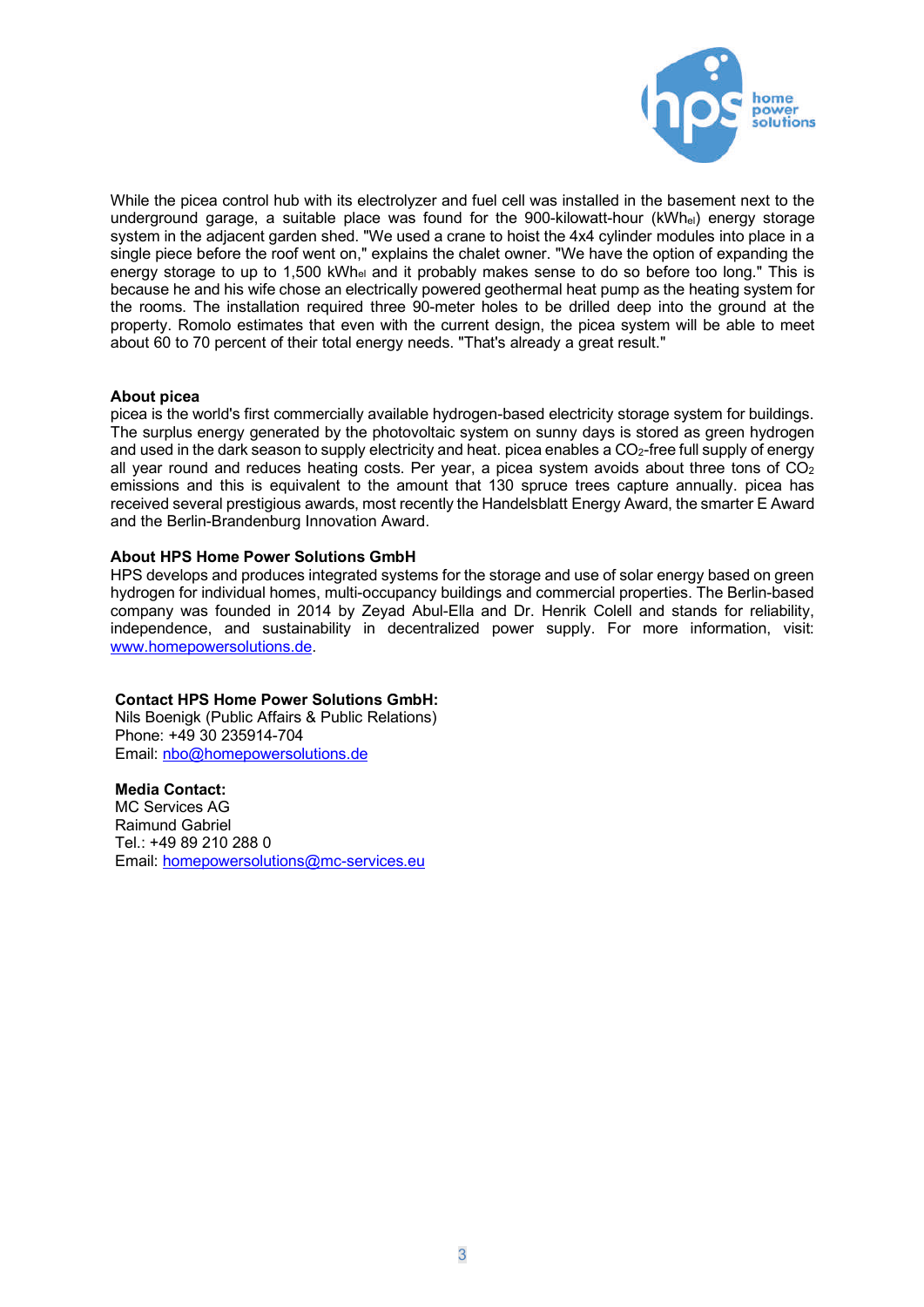While the picea control hub with its electrolyzer and fuel cell was installed in the basement next to the underground garage, a suitable place was found for the 900-kilowatt-hour ($kWh_{el}$) energy storage system in the adjacent garden shed. "We used a crane to hoist the 4x4 cylinder modules into place in a single piece before the roof went on," explains the chalet owner. "We have the option of expanding the energy storage to up to 1,500 $kWh_{el}$ and it probably makes sense to do so before too long." This is because he and his wife chose an electrically powered geothermal heat pump as the heating system for the rooms. The installation required three 90-meter holes to be drilled deep into the ground at the property. Romolo estimates that even with the current design, the picea system will be able to meet about 60 to 70 percent of their total energy needs. "That's already a great result."

**About picea**
picea is the world's first commercially available hydrogen-based electricity storage system for buildings. The surplus energy generated by the photovoltaic system on sunny days is stored as green hydrogen and used in the dark season to supply electricity and heat. picea enables a $CO_2$-free full supply of energy all year round and reduces heating costs. Per year, a picea system avoids about three tons of $CO_2$ emissions and this is equivalent to the amount that 130 spruce trees capture annually. picea has received several prestigious awards, most recently the Handelsblatt Energy Award, the smarter E Award and the Berlin-Brandenburg Innovation Award.

**About HPS Home Power Solutions GmbH**
HPS develops and produces integrated systems for the storage and use of solar energy based on green hydrogen for individual homes, multi-occupancy buildings and commercial properties. The Berlin-based company was founded in 2014 by Zeyad Abul-Ella and Dr. Henrik Colell and stands for reliability, independence, and sustainability in decentralized power supply. For more information, visit: www.homepowersolutions.de.

**Contact HPS Home Power Solutions GmbH:**
Nils Boenigk (Public Affairs & Public Relations)
Phone: +49 30 235914-704
Email: nbo@homepowersolutions.de

**Media Contact:**
MC Services AG
Raimund Gabriel
Tel.: +49 89 210 288 0
Email: homepowersolutions@mc-services.eu